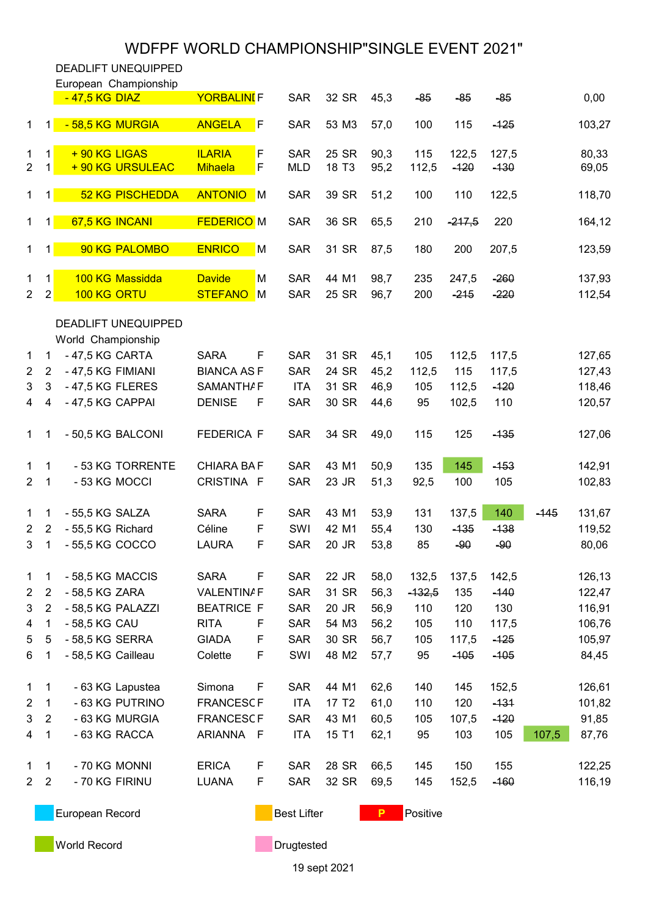# WDFPF WORLD CHAMPIONSHIP"SINGLE EVENT 2021"

## DEADLIFT UNEQUIPPED

European Championship

| | | Class | Name | First name | Sex | Nat | Age | Cat | BW | 1 | 2 | 3 | 4 | Points |
|---|---|---|---|---|---|---|---|---|---|---|---|---|---|---|
| | | - 47,5 KG | DIAZ | YORBALINI | F | SAR | 32 | SR | 45,3 | ~~85~~ | ~~85~~ | ~~85~~ | | 0,00 |
| 1 | 1 | - 58,5 KG | MURGIA | ANGELA | F | SAR | 53 | M3 | 57,0 | 100 | 115 | ~~125~~ | | 103,27 |
| 1 | 1 | + 90 KG | LIGAS | ILARIA | F | SAR | 25 | SR | 90,3 | 115 | 122,5 | 127,5 | | 80,33 |
| 2 | 1 | + 90 KG | URSULEAC | Mihaela | F | MLD | 18 | T3 | 95,2 | 112,5 | ~~120~~ | ~~130~~ | | 69,05 |
| 1 | 1 | 52 KG | PISCHEDDA | ANTONIO | M | SAR | 39 | SR | 51,2 | 100 | 110 | 122,5 | | 118,70 |
| 1 | 1 | 67,5 KG | INCANI | FEDERICO | M | SAR | 36 | SR | 65,5 | 210 | ~~217,5~~ | 220 | | 164,12 |
| 1 | 1 | 90 KG | PALOMBO | ENRICO | M | SAR | 31 | SR | 87,5 | 180 | 200 | 207,5 | | 123,59 |
| 1 | 1 | 100 KG | Massidda | Davide | M | SAR | 44 | M1 | 98,7 | 235 | 247,5 | ~~260~~ | | 137,93 |
| 2 | 2 | 100 KG | ORTU | STEFANO | M | SAR | 25 | SR | 96,7 | 200 | ~~215~~ | ~~220~~ | | 112,54 |

## DEADLIFT UNEQUIPPED

World Championship

| | | Class | Name | First name | Sex | Nat | Age | Cat | BW | 1 | 2 | 3 | 4 | Points |
|---|---|---|---|---|---|---|---|---|---|---|---|---|---|---|
| 1 | 1 | - 47,5 KG | CARTA | SARA | F | SAR | 31 | SR | 45,1 | 105 | 112,5 | 117,5 | | 127,65 |
| 2 | 2 | - 47,5 KG | FIMIANI | BIANCA AS | F | SAR | 24 | SR | 45,2 | 112,5 | 115 | 117,5 | | 127,43 |
| 3 | 3 | - 47,5 KG | FLERES | SAMANTHA | F | ITA | 31 | SR | 46,9 | 105 | 112,5 | ~~120~~ | | 118,46 |
| 4 | 4 | - 47,5 KG | CAPPAI | DENISE | F | SAR | 30 | SR | 44,6 | 95 | 102,5 | 110 | | 120,57 |
| 1 | 1 | - 50,5 KG | BALCONI | FEDERICA | F | SAR | 34 | SR | 49,0 | 115 | 125 | ~~135~~ | | 127,06 |
| 1 | 1 | - 53 KG | TORRENTE | CHIARA BA | F | SAR | 43 | M1 | 50,9 | 135 | 145 | ~~153~~ | | 142,91 |
| 2 | 1 | - 53 KG | MOCCI | CRISTINA | F | SAR | 23 | JR | 51,3 | 92,5 | 100 | 105 | | 102,83 |
| 1 | 1 | - 55,5 KG | SALZA | SARA | F | SAR | 43 | M1 | 53,9 | 131 | 137,5 | 140 | ~~145~~ | 131,67 |
| 2 | 2 | - 55,5 KG | Richard | Céline | F | SWI | 42 | M1 | 55,4 | 130 | ~~135~~ | ~~138~~ | | 119,52 |
| 3 | 1 | - 55,5 KG | COCCO | LAURA | F | SAR | 20 | JR | 53,8 | 85 | ~~90~~ | ~~90~~ | | 80,06 |
| 1 | 1 | - 58,5 KG | MACCIS | SARA | F | SAR | 22 | JR | 58,0 | 132,5 | 137,5 | 142,5 | | 126,13 |
| 2 | 2 | - 58,5 KG | ZARA | VALENTINA | F | SAR | 31 | SR | 56,3 | ~~132,5~~ | 135 | ~~140~~ | | 122,47 |
| 3 | 2 | - 58,5 KG | PALAZZI | BEATRICE | F | SAR | 20 | JR | 56,9 | 110 | 120 | 130 | | 116,91 |
| 4 | 1 | - 58,5 KG | CAU | RITA | F | SAR | 54 | M3 | 56,2 | 105 | 110 | 117,5 | | 106,76 |
| 5 | 5 | - 58,5 KG | SERRA | GIADA | F | SAR | 30 | SR | 56,7 | 105 | 117,5 | ~~125~~ | | 105,97 |
| 6 | 1 | - 58,5 KG | Cailleau | Colette | F | SWI | 48 | M2 | 57,7 | 95 | ~~105~~ | ~~105~~ | | 84,45 |
| 1 | 1 | - 63 KG | Lapustea | Simona | F | SAR | 44 | M1 | 62,6 | 140 | 145 | 152,5 | | 126,61 |
| 2 | 1 | - 63 KG | PUTRINO | FRANCESC | F | ITA | 17 | T2 | 61,0 | 110 | 120 | ~~131~~ | | 101,82 |
| 3 | 2 | - 63 KG | MURGIA | FRANCESC | F | SAR | 43 | M1 | 60,5 | 105 | 107,5 | ~~120~~ | | 91,85 |
| 4 | 1 | - 63 KG | RACCA | ARIANNA | F | ITA | 15 | T1 | 62,1 | 95 | 103 | 105 | 107,5 | 87,76 |
| 1 | 1 | - 70 KG | MONNI | ERICA | F | SAR | 28 | SR | 66,5 | 145 | 150 | 155 | | 122,25 |
| 2 | 2 | - 70 KG | FIRINU | LUANA | F | SAR | 32 | SR | 69,5 | 145 | 152,5 | ~~160~~ | | 116,19 |

European Record | Best Lifter | P Positive

World Record | Drugtested

19 sept 2021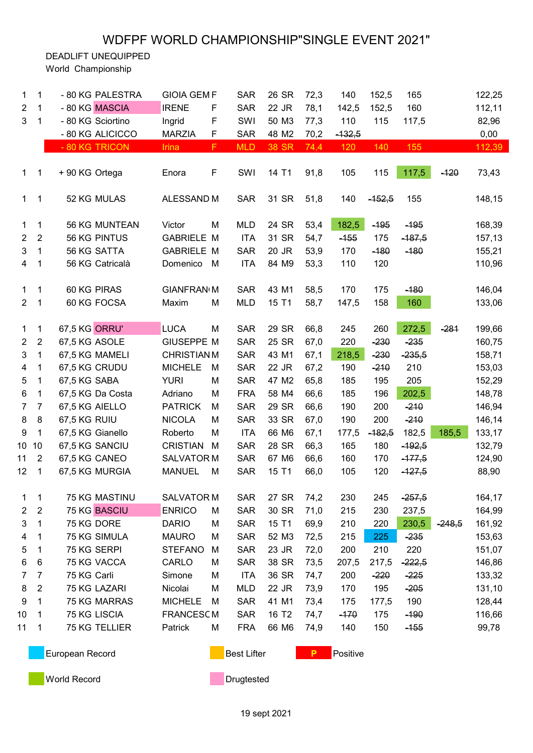# WDFPF WORLD CHAMPIONSHIP"SINGLE EVENT 2021"

DEADLIFT UNEQUIPPED

World Championship

| | | | | | | | | | | | | | | | |
|---|---|---|---|---|---|---|---|---|---|---|---|---|---|---|---|
| 1 | 1 | - 80 KG | PALESTRA | GIOIA GEM | F | SAR | 26 | SR | 72,3 | 140 | 152,5 | 165 | | 122,25 |
| 2 | 1 | - 80 KG | MASCIA | IRENE | F | SAR | 22 | JR | 78,1 | 142,5 | 152,5 | 160 | | 112,11 |
| 3 | 1 | - 80 KG | Sciortino | Ingrid | F | SWI | 50 | M3 | 77,3 | 110 | 115 | 117,5 | | 82,96 |
| | | - 80 KG | ALICICCO | MARZIA | F | SAR | 48 | M2 | 70,2 | ~~132,5~~ | | | | 0,00 |
| | | - 80 KG | TRICON | Irina | F | MLD | 38 | SR | 74,4 | 120 | 140 | 155 | | 112,39 |
| | | | | | | | | | | | | | | |
| 1 | 1 | + 90 KG | Ortega | Enora | F | SWI | 14 | T1 | 91,8 | 105 | 115 | 117,5 | ~~120~~ | 73,43 |
| | | | | | | | | | | | | | | |
| 1 | 1 | 52 KG | MULAS | ALESSAND | M | SAR | 31 | SR | 51,8 | 140 | ~~152,5~~ | 155 | | 148,15 |
| | | | | | | | | | | | | | | |
| 1 | 1 | 56 KG | MUNTEAN | Victor | M | MLD | 24 | SR | 53,4 | 182,5 | ~~195~~ | ~~195~~ | | 168,39 |
| 2 | 2 | 56 KG | PINTUS | GABRIELE | M | ITA | 31 | SR | 54,7 | ~~155~~ | 175 | ~~187,5~~ | | 157,13 |
| 3 | 1 | 56 KG | SATTA | GABRIELE | M | SAR | 20 | JR | 53,9 | 170 | ~~180~~ | ~~180~~ | | 155,21 |
| 4 | 1 | 56 KG | Catricalà | Domenico | M | ITA | 84 | M9 | 53,3 | 110 | 120 | | | 110,96 |
| | | | | | | | | | | | | | | |
| 1 | 1 | 60 KG | PIRAS | GIANFRAN | M | SAR | 43 | M1 | 58,5 | 170 | 175 | ~~180~~ | | 146,04 |
| 2 | 1 | 60 KG | FOCSA | Maxim | M | MLD | 15 | T1 | 58,7 | 147,5 | 158 | 160 | | 133,06 |
| | | | | | | | | | | | | | | |
| 1 | 1 | 67,5 KG | ORRU' | LUCA | M | SAR | 29 | SR | 66,8 | 245 | 260 | 272,5 | ~~281~~ | 199,66 |
| 2 | 2 | 67,5 KG | ASOLE | GIUSEPPE | M | SAR | 25 | SR | 67,0 | 220 | ~~230~~ | ~~235~~ | | 160,75 |
| 3 | 1 | 67,5 KG | MAMELI | CHRISTIAN | M | SAR | 43 | M1 | 67,1 | 218,5 | ~~230~~ | ~~235,5~~ | | 158,71 |
| 4 | 1 | 67,5 KG | CRUDU | MICHELE | M | SAR | 22 | JR | 67,2 | 190 | ~~210~~ | 210 | | 153,03 |
| 5 | 1 | 67,5 KG | SABA | YURI | M | SAR | 47 | M2 | 65,8 | 185 | 195 | 205 | | 152,29 |
| 6 | 1 | 67,5 KG | Da Costa | Adriano | M | FRA | 58 | M4 | 66,6 | 185 | 196 | 202,5 | | 148,78 |
| 7 | 7 | 67,5 KG | AIELLO | PATRICK | M | SAR | 29 | SR | 66,6 | 190 | 200 | ~~210~~ | | 146,94 |
| 8 | 8 | 67,5 KG | RUIU | NICOLA | M | SAR | 33 | SR | 67,0 | 190 | 200 | ~~210~~ | | 146,14 |
| 9 | 1 | 67,5 KG | Gianello | Roberto | M | ITA | 66 | M6 | 67,1 | 177,5 | ~~182,5~~ | 182,5 | 185,5 | 133,17 |
| 10 | 10 | 67,5 KG | SANCIU | CRISTIAN | M | SAR | 28 | SR | 66,3 | 165 | 180 | ~~192,5~~ | | 132,79 |
| 11 | 2 | 67,5 KG | CANEO | SALVATOR | M | SAR | 67 | M6 | 66,6 | 160 | 170 | ~~177,5~~ | | 124,90 |
| 12 | 1 | 67,5 KG | MURGIA | MANUEL | M | SAR | 15 | T1 | 66,0 | 105 | 120 | ~~127,5~~ | | 88,90 |
| | | | | | | | | | | | | | | |
| 1 | 1 | 75 KG | MASTINU | SALVATOR | M | SAR | 27 | SR | 74,2 | 230 | 245 | ~~257,5~~ | | 164,17 |
| 2 | 2 | 75 KG | BASCIU | ENRICO | M | SAR | 30 | SR | 71,0 | 215 | 230 | 237,5 | | 164,99 |
| 3 | 1 | 75 KG | DORE | DARIO | M | SAR | 15 | T1 | 69,9 | 210 | 220 | 230,5 | ~~248,5~~ | 161,92 |
| 4 | 1 | 75 KG | SIMULA | MAURO | M | SAR | 52 | M3 | 72,5 | 215 | 225 | ~~235~~ | | 153,63 |
| 5 | 1 | 75 KG | SERPI | STEFANO | M | SAR | 23 | JR | 72,0 | 200 | 210 | 220 | | 151,07 |
| 6 | 6 | 75 KG | VACCA | CARLO | M | SAR | 38 | SR | 73,5 | 207,5 | 217,5 | ~~222,5~~ | | 146,86 |
| 7 | 7 | 75 KG | Carli | Simone | M | ITA | 36 | SR | 74,7 | 200 | ~~220~~ | ~~225~~ | | 133,32 |
| 8 | 2 | 75 KG | LAZARI | Nicolai | M | MLD | 22 | JR | 73,9 | 170 | 195 | ~~205~~ | | 131,10 |
| 9 | 1 | 75 KG | MARRAS | MICHELE | M | SAR | 41 | M1 | 73,4 | 175 | 177,5 | 190 | | 128,44 |
| 10 | 1 | 75 KG | LISCIA | FRANCESC | M | SAR | 16 | T2 | 74,7 | ~~170~~ | 175 | ~~190~~ | | 116,66 |
| 11 | 1 | 75 KG | TELLIER | Patrick | M | FRA | 66 | M6 | 74,9 | 140 | 150 | ~~155~~ | | 99,78 |

European Record | Best Lifter | P Positive

World Record | Drugtested

19 sept 2021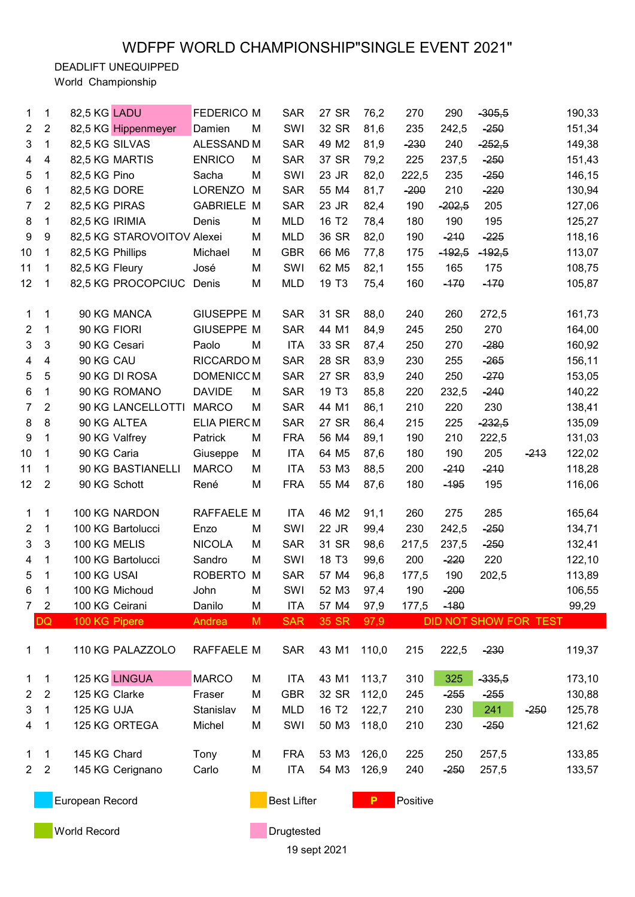# WDFPF WORLD CHAMPIONSHIP"SINGLE EVENT 2021"

DEADLIFT UNEQUIPPED

World Championship

| | | | | | | | | | | | | | | | |
|---|---|---|---|---|---|---|---|---|---|---|---|---|---|---|---|
| 1 | 1 | 82,5 KG | LADU | FEDERICO | M | SAR | 27 | SR | 76,2 | 270 | 290 | ~~305,5~~ | | 190,33 |
| 2 | 2 | 82,5 KG | Hippenmeyer | Damien | M | SWI | 32 | SR | 81,6 | 235 | 242,5 | ~~250~~ | | 151,34 |
| 3 | 1 | 82,5 KG | SILVAS | ALESSAND | M | SAR | 49 | M2 | 81,9 | ~~230~~ | 240 | ~~252,5~~ | | 149,38 |
| 4 | 4 | 82,5 KG | MARTIS | ENRICO | M | SAR | 37 | SR | 79,2 | 225 | 237,5 | ~~250~~ | | 151,43 |
| 5 | 1 | 82,5 KG | Pino | Sacha | M | SWI | 23 | JR | 82,0 | 222,5 | 235 | ~~250~~ | | 146,15 |
| 6 | 1 | 82,5 KG | DORE | LORENZO | M | SAR | 55 | M4 | 81,7 | ~~200~~ | 210 | ~~220~~ | | 130,94 |
| 7 | 2 | 82,5 KG | PIRAS | GABRIELE | M | SAR | 23 | JR | 82,4 | 190 | ~~202,5~~ | 205 | | 127,06 |
| 8 | 1 | 82,5 KG | IRIMIA | Denis | M | MLD | 16 | T2 | 78,4 | 180 | 190 | 195 | | 125,27 |
| 9 | 9 | 82,5 KG | STAROVOITOV | Alexei | M | MLD | 36 | SR | 82,0 | 190 | ~~210~~ | ~~225~~ | | 118,16 |
| 10 | 1 | 82,5 KG | Phillips | Michael | M | GBR | 66 | M6 | 77,8 | 175 | ~~192,5~~ | ~~192,5~~ | | 113,07 |
| 11 | 1 | 82,5 KG | Fleury | José | M | SWI | 62 | M5 | 82,1 | 155 | 165 | 175 | | 108,75 |
| 12 | 1 | 82,5 KG | PROCOPCIUC | Denis | M | MLD | 19 | T3 | 75,4 | 160 | ~~170~~ | ~~170~~ | | 105,87 |
| | | | | | | | | | | | | | | |
| 1 | 1 | 90 KG | MANCA | GIUSEPPE | M | SAR | 31 | SR | 88,0 | 240 | 260 | 272,5 | | 161,73 |
| 2 | 1 | 90 KG | FIORI | GIUSEPPE | M | SAR | 44 | M1 | 84,9 | 245 | 250 | 270 | | 164,00 |
| 3 | 3 | 90 KG | Cesari | Paolo | M | ITA | 33 | SR | 87,4 | 250 | 270 | ~~280~~ | | 160,92 |
| 4 | 4 | 90 KG | CAU | RICCARDO | M | SAR | 28 | SR | 83,9 | 230 | 255 | ~~265~~ | | 156,11 |
| 5 | 5 | 90 KG | DI ROSA | DOMENICO | M | SAR | 27 | SR | 83,9 | 240 | 250 | ~~270~~ | | 153,05 |
| 6 | 1 | 90 KG | ROMANO | DAVIDE | M | SAR | 19 | T3 | 85,8 | 220 | 232,5 | ~~240~~ | | 140,22 |
| 7 | 2 | 90 KG | LANCELLOTTI | MARCO | M | SAR | 44 | M1 | 86,1 | 210 | 220 | 230 | | 138,41 |
| 8 | 8 | 90 KG | ALTEA | ELIA PIERC | M | SAR | 27 | SR | 86,4 | 215 | 225 | ~~232,5~~ | | 135,09 |
| 9 | 1 | 90 KG | Valfrey | Patrick | M | FRA | 56 | M4 | 89,1 | 190 | 210 | 222,5 | | 131,03 |
| 10 | 1 | 90 KG | Caria | Giuseppe | M | ITA | 64 | M5 | 87,6 | 180 | 190 | 205 | ~~213~~ | 122,02 |
| 11 | 1 | 90 KG | BASTIANELLI | MARCO | M | ITA | 53 | M3 | 88,5 | 200 | ~~210~~ | ~~210~~ | | 118,28 |
| 12 | 2 | 90 KG | Schott | René | M | FRA | 55 | M4 | 87,6 | 180 | ~~195~~ | 195 | | 116,06 |
| | | | | | | | | | | | | | | |
| 1 | 1 | 100 KG | NARDON | RAFFAELE | M | ITA | 46 | M2 | 91,1 | 260 | 275 | 285 | | 165,64 |
| 2 | 1 | 100 KG | Bartolucci | Enzo | M | SWI | 22 | JR | 99,4 | 230 | 242,5 | ~~250~~ | | 134,71 |
| 3 | 3 | 100 KG | MELIS | NICOLA | M | SAR | 31 | SR | 98,6 | 217,5 | 237,5 | ~~250~~ | | 132,41 |
| 4 | 1 | 100 KG | Bartolucci | Sandro | M | SWI | 18 | T3 | 99,6 | 200 | ~~220~~ | 220 | | 122,10 |
| 5 | 1 | 100 KG | USAI | ROBERTO | M | SAR | 57 | M4 | 96,8 | 177,5 | 190 | 202,5 | | 113,89 |
| 6 | 1 | 100 KG | Michoud | John | M | SWI | 52 | M3 | 97,4 | 190 | ~~200~~ | | | 106,55 |
| 7 | 2 | 100 KG | Ceirani | Danilo | M | ITA | 57 | M4 | 97,9 | 177,5 | ~~180~~ | | | 99,29 |
| DQ | | 100 KG | Pipere | Andrea | M | SAR | 35 | SR | 97,9 | DID NOT SHOW FOR TEST | | | | |
| | | | | | | | | | | | | | | |
| 1 | 1 | 110 KG | PALAZZOLO | RAFFAELE | M | SAR | 43 | M1 | 110,0 | 215 | 222,5 | ~~230~~ | | 119,37 |
| | | | | | | | | | | | | | | |
| 1 | 1 | 125 KG | LINGUA | MARCO | M | ITA | 43 | M1 | 113,7 | 310 | 325 | ~~335,5~~ | | 173,10 |
| 2 | 2 | 125 KG | Clarke | Fraser | M | GBR | 32 | SR | 112,0 | 245 | ~~255~~ | ~~255~~ | | 130,88 |
| 3 | 1 | 125 KG | UJA | Stanislav | M | MLD | 16 | T2 | 122,7 | 210 | 230 | 241 | ~~250~~ | 125,78 |
| 4 | 1 | 125 KG | ORTEGA | Michel | M | SWI | 50 | M3 | 118,0 | 210 | 230 | ~~250~~ | | 121,62 |
| | | | | | | | | | | | | | | |
| 1 | 1 | 145 KG | Chard | Tony | M | FRA | 53 | M3 | 126,0 | 225 | 250 | 257,5 | | 133,85 |
| 2 | 2 | 145 KG | Cerignano | Carlo | M | ITA | 54 | M3 | 126,9 | 240 | ~~250~~ | 257,5 | | 133,57 |

European Record — Best Lifter — P Positive

World Record — Drugtested

19 sept 2021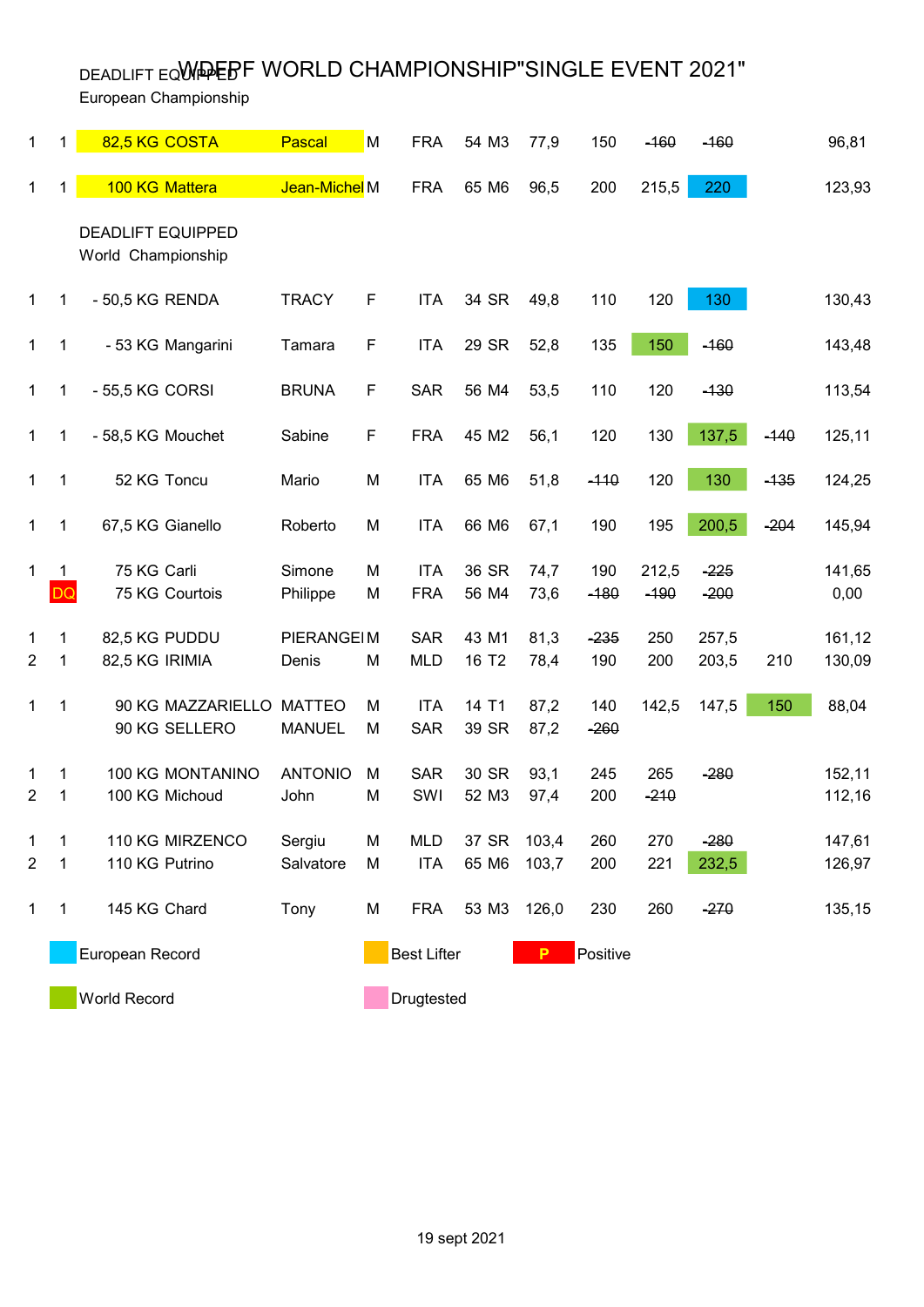# WDFPF WORLD CHAMPIONSHIP"SINGLE EVENT 2021"

DEADLIFT EQUIPPED
European Championship

| | | | | | | | | | | | | | | |
|---|---|---|---|---|---|---|---|---|---|---|---|---|---|---|
| 1 | 1 | 82,5 KG | COSTA | Pascal | M | FRA | 54 | M3 | 77,9 | 150 | ~~160~~ | ~~160~~ | | 96,81 |
| 1 | 1 | 100 KG | Mattera | Jean-Michel | M | FRA | 65 | M6 | 96,5 | 200 | 215,5 | 220 | | 123,93 |

DEADLIFT EQUIPPED
World Championship

| | | | | | | | | | | | | | | |
|---|---|---|---|---|---|---|---|---|---|---|---|---|---|---|
| 1 | 1 | - 50,5 KG | RENDA | TRACY | F | ITA | 34 | SR | 49,8 | 110 | 120 | 130 | | 130,43 |
| 1 | 1 | - 53 KG | Mangarini | Tamara | F | ITA | 29 | SR | 52,8 | 135 | 150 | ~~160~~ | | 143,48 |
| 1 | 1 | - 55,5 KG | CORSI | BRUNA | F | SAR | 56 | M4 | 53,5 | 110 | 120 | ~~130~~ | | 113,54 |
| 1 | 1 | - 58,5 KG | Mouchet | Sabine | F | FRA | 45 | M2 | 56,1 | 120 | 130 | 137,5 | ~~140~~ | 125,11 |
| 1 | 1 | 52 KG | Toncu | Mario | M | ITA | 65 | M6 | 51,8 | ~~110~~ | 120 | 130 | ~~135~~ | 124,25 |
| 1 | 1 | 67,5 KG | Gianello | Roberto | M | ITA | 66 | M6 | 67,1 | 190 | 195 | 200,5 | ~~204~~ | 145,94 |
| 1 | 1 | 75 KG | Carli | Simone | M | ITA | 36 | SR | 74,7 | 190 | 212,5 | ~~225~~ | | 141,65 |
| | DQ | 75 KG | Courtois | Philippe | M | FRA | 56 | M4 | 73,6 | ~~180~~ | ~~190~~ | ~~200~~ | | 0,00 |
| 1 | 1 | 82,5 KG | PUDDU | PIERANGEI | M | SAR | 43 | M1 | 81,3 | ~~235~~ | 250 | 257,5 | | 161,12 |
| 2 | 1 | 82,5 KG | IRIMIA | Denis | M | MLD | 16 | T2 | 78,4 | 190 | 200 | 203,5 | 210 | 130,09 |
| 1 | 1 | 90 KG | MAZZARIELLO | MATTEO | M | ITA | 14 | T1 | 87,2 | 140 | 142,5 | 147,5 | 150 | 88,04 |
| | | 90 KG | SELLERO | MANUEL | M | SAR | 39 | SR | 87,2 | ~~260~~ | | | | |
| 1 | 1 | 100 KG | MONTANINO | ANTONIO | M | SAR | 30 | SR | 93,1 | 245 | 265 | ~~280~~ | | 152,11 |
| 2 | 1 | 100 KG | Michoud | John | M | SWI | 52 | M3 | 97,4 | 200 | ~~210~~ | | | 112,16 |
| 1 | 1 | 110 KG | MIRZENCO | Sergiu | M | MLD | 37 | SR | 103,4 | 260 | 270 | ~~280~~ | | 147,61 |
| 2 | 1 | 110 KG | Putrino | Salvatore | M | ITA | 65 | M6 | 103,7 | 200 | 221 | 232,5 | | 126,97 |
| 1 | 1 | 145 KG | Chard | Tony | M | FRA | 53 | M3 | 126,0 | 230 | 260 | ~~270~~ | | 135,15 |

European Record — Best Lifter — P Positive

World Record — Drugtested

19 sept 2021